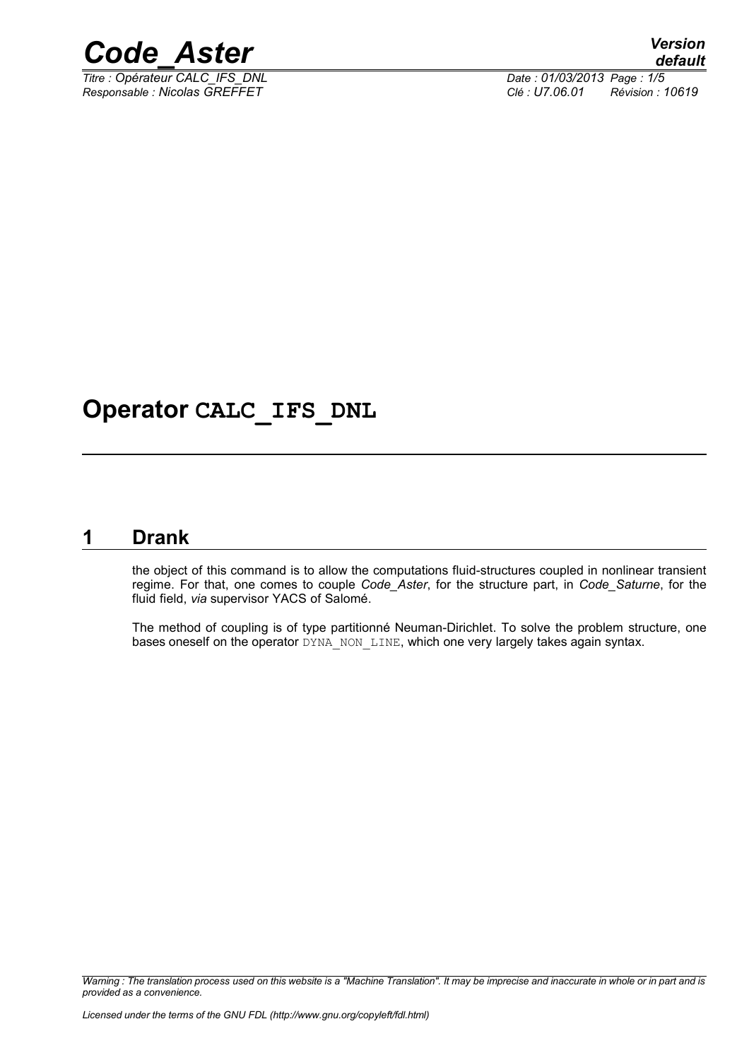# Operator CALC_IFS_DNL

## 1 Drank

the object of this command is to allow the computations fluid-structures coupled in nonlinear transient regime. For that, one comes to couple *Code_Aster*, for the structure part, in *Code_Saturne*, for the fluid field, *via* supervisor YACS of Salomé.

The method of coupling is of type partitionné Neuman-Dirichlet. To solve the problem structure, one bases oneself on the operator DYNA_NON_LINE, which one very largely takes again syntax.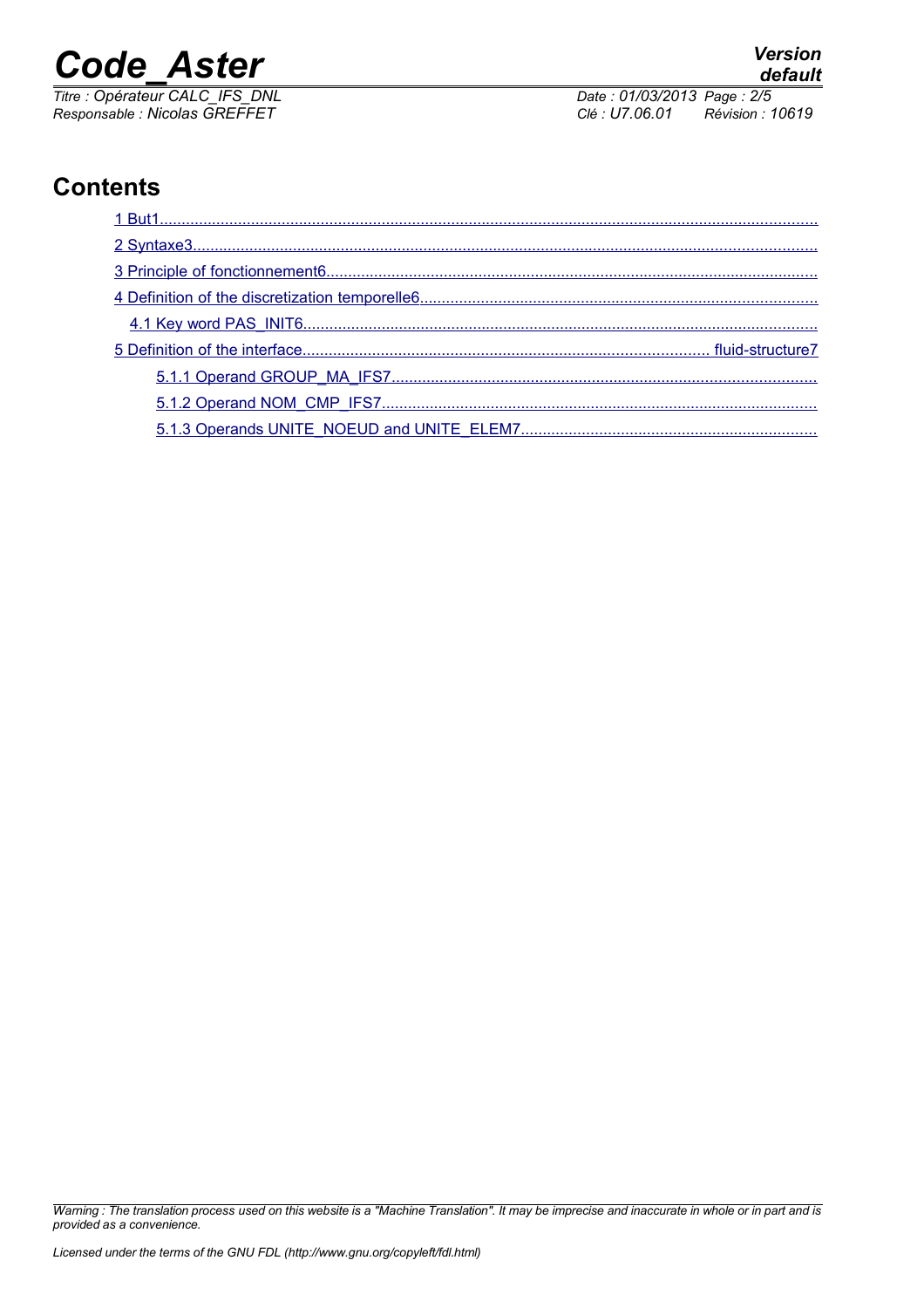# Contents

1 But1

2 Syntaxe3

3 Principle of fonctionnement6

4 Definition of the discretization temporelle6

4.1 Key word PAS_INIT6

5 Definition of the interface fluid-structure7

5.1.1 Operand GROUP_MA_IFS7

5.1.2 Operand NOM_CMP_IFS7

5.1.3 Operands UNITE_NOEUD and UNITE_ELEM7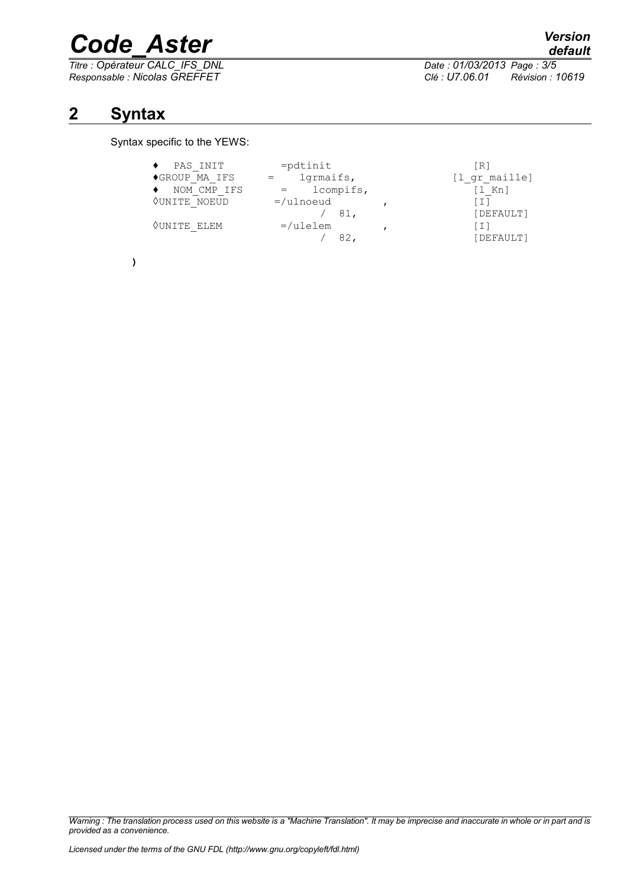## 2 Syntax

Syntax specific to the YEWS:

```
♦  PAS_INIT          =pdtinit                      [R]
♦GROUP_MA_IFS      =    lgrmaifs,             [l_gr_maille]
♦  NOM_CMP_IFS       =    lcompifs,                [l_Kn]
◊UNITE_NOEUD        =/ulnoeud         ,            [I]
                          /  81,                   [DEFAULT]
◊UNITE_ELEM          =/ulelem          ,            [I]
                          /  82,                   [DEFAULT]
```

)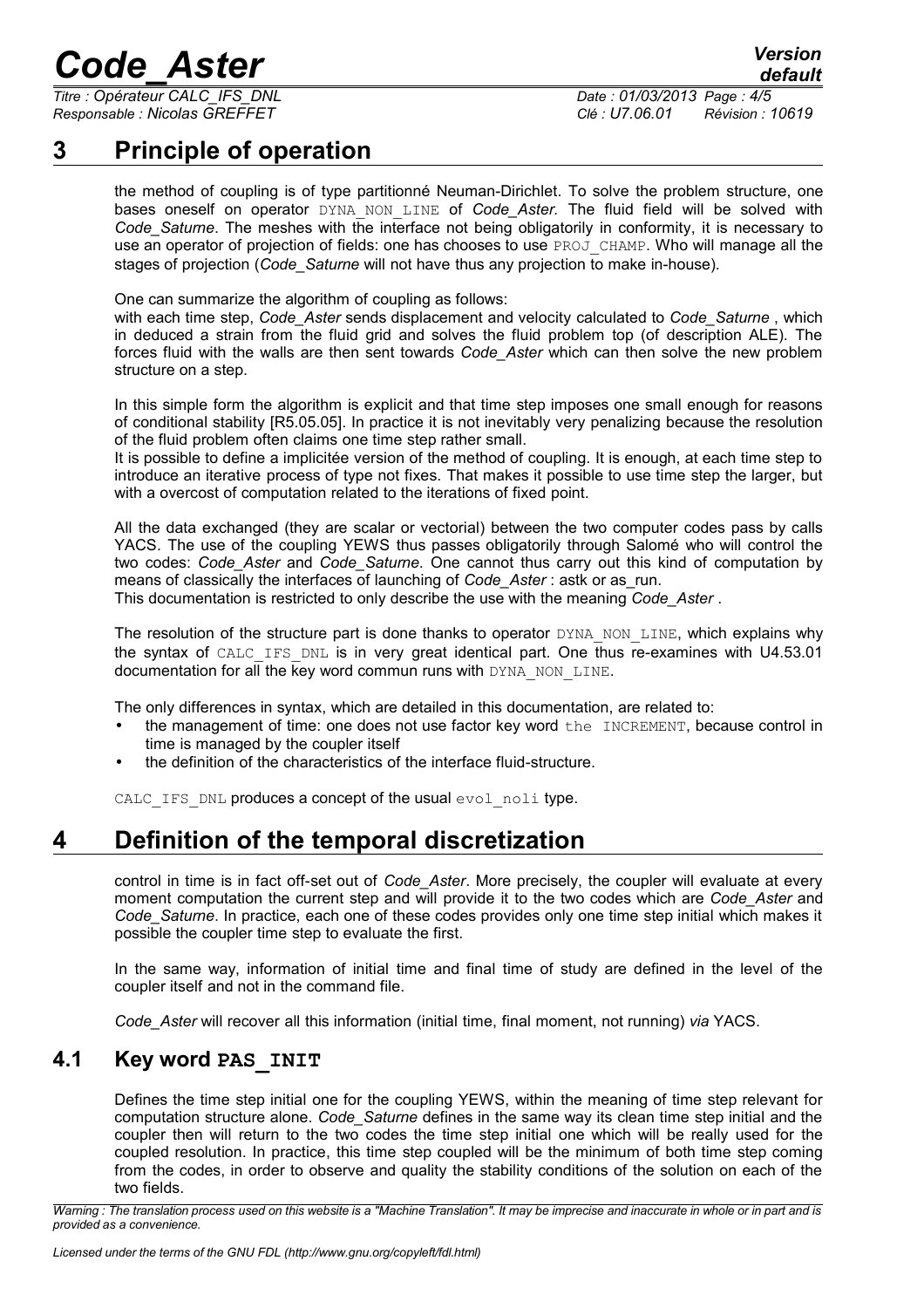# 3 Principle of operation

the method of coupling is of type partitionné Neuman-Dirichlet. To solve the problem structure, one bases oneself on operator `DYNA_NON_LINE` of *Code_Aster*. The fluid field will be solved with *Code_Saturne*. The meshes with the interface not being obligatorily in conformity, it is necessary to use an operator of projection of fields: one has chooses to use `PROJ_CHAMP`. Who will manage all the stages of projection (*Code_Saturne* will not have thus any projection to make in-house).

One can summarize the algorithm of coupling as follows:
with each time step, *Code_Aster* sends displacement and velocity calculated to *Code_Saturne* , which in deduced a strain from the fluid grid and solves the fluid problem top (of description ALE). The forces fluid with the walls are then sent towards *Code_Aster* which can then solve the new problem structure on a step.

In this simple form the algorithm is explicit and that time step imposes one small enough for reasons of conditional stability [R5.05.05]. In practice it is not inevitably very penalizing because the resolution of the fluid problem often claims one time step rather small.
It is possible to define a implicitée version of the method of coupling. It is enough, at each time step to introduce an iterative process of type not fixes. That makes it possible to use time step the larger, but with a overcost of computation related to the iterations of fixed point.

All the data exchanged (they are scalar or vectorial) between the two computer codes pass by calls YACS. The use of the coupling YEWS thus passes obligatorily through Salomé who will control the two codes: *Code_Aster* and *Code_Saturne*. One cannot thus carry out this kind of computation by means of classically the interfaces of launching of *Code_Aster* : astk or as_run.
This documentation is restricted to only describe the use with the meaning *Code_Aster* .

The resolution of the structure part is done thanks to operator `DYNA_NON_LINE`, which explains why the syntax of `CALC_IFS_DNL` is in very great identical part. One thus re-examines with U4.53.01 documentation for all the key word commun runs with `DYNA_NON_LINE`.

The only differences in syntax, which are detailed in this documentation, are related to:

- the management of time: one does not use factor key word `the INCREMENT`, because control in time is managed by the coupler itself
- the definition of the characteristics of the interface fluid-structure.

`CALC_IFS_DNL` produces a concept of the usual `evol_noli` type.

# 4 Definition of the temporal discretization

control in time is in fact off-set out of *Code_Aster*. More precisely, the coupler will evaluate at every moment computation the current step and will provide it to the two codes which are *Code_Aster* and *Code_Saturne*. In practice, each one of these codes provides only one time step initial which makes it possible the coupler time step to evaluate the first.

In the same way, information of initial time and final time of study are defined in the level of the coupler itself and not in the command file.

*Code_Aster* will recover all this information (initial time, final moment, not running) *via* YACS.

## 4.1 Key word **PAS_INIT**

Defines the time step initial one for the coupling YEWS, within the meaning of time step relevant for computation structure alone. *Code_Saturne* defines in the same way its clean time step initial and the coupler then will return to the two codes the time step initial one which will be really used for the coupled resolution. In practice, this time step coupled will be the minimum of both time step coming from the codes, in order to observe and quality the stability conditions of the solution on each of the two fields.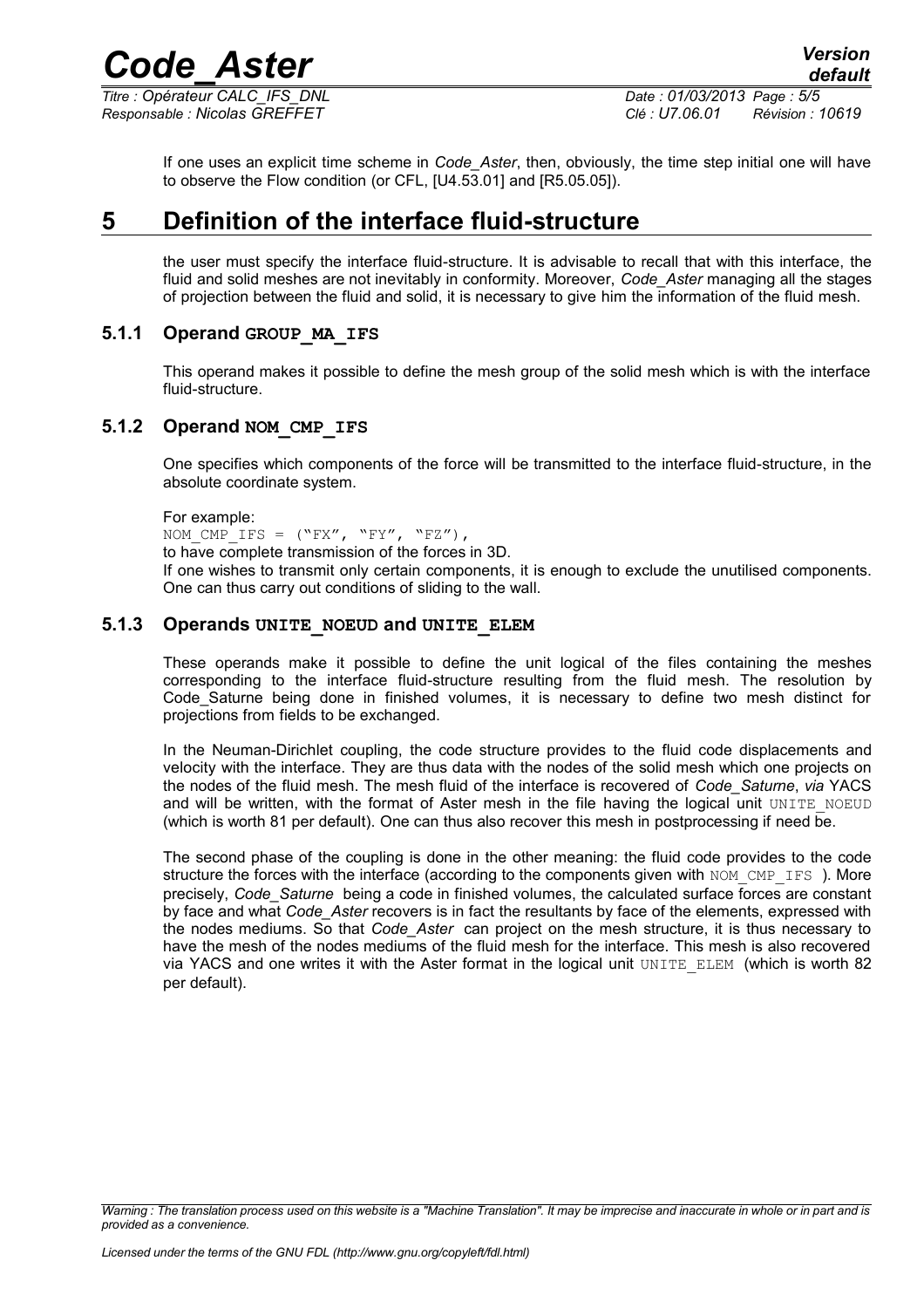If one uses an explicit time scheme in *Code_Aster*, then, obviously, the time step initial one will have to observe the Flow condition (or CFL, [U4.53.01] and [R5.05.05]).

# 5 Definition of the interface fluid-structure

the user must specify the interface fluid-structure. It is advisable to recall that with this interface, the fluid and solid meshes are not inevitably in conformity. Moreover, *Code_Aster* managing all the stages of projection between the fluid and solid, it is necessary to give him the information of the fluid mesh.

### 5.1.1 Operand GROUP_MA_IFS

This operand makes it possible to define the mesh group of the solid mesh which is with the interface fluid-structure.

### 5.1.2 Operand NOM_CMP_IFS

One specifies which components of the force will be transmitted to the interface fluid-structure, in the absolute coordinate system.

For example:

NOM_CMP_IFS = ("FX", "FY", "FZ"),

to have complete transmission of the forces in 3D.

If one wishes to transmit only certain components, it is enough to exclude the unutilised components. One can thus carry out conditions of sliding to the wall.

### 5.1.3 Operands UNITE_NOEUD and UNITE_ELEM

These operands make it possible to define the unit logical of the files containing the meshes corresponding to the interface fluid-structure resulting from the fluid mesh. The resolution by Code_Saturne being done in finished volumes, it is necessary to define two mesh distinct for projections from fields to be exchanged.

In the Neuman-Dirichlet coupling, the code structure provides to the fluid code displacements and velocity with the interface. They are thus data with the nodes of the solid mesh which one projects on the nodes of the fluid mesh. The mesh fluid of the interface is recovered of *Code_Saturne*, *via* YACS and will be written, with the format of Aster mesh in the file having the logical unit UNITE_NOEUD (which is worth 81 per default). One can thus also recover this mesh in postprocessing if need be.

The second phase of the coupling is done in the other meaning: the fluid code provides to the code structure the forces with the interface (according to the components given with NOM_CMP_IFS ). More precisely, *Code_Saturne* being a code in finished volumes, the calculated surface forces are constant by face and what *Code_Aster* recovers is in fact the resultants by face of the elements, expressed with the nodes mediums. So that *Code_Aster* can project on the mesh structure, it is thus necessary to have the mesh of the nodes mediums of the fluid mesh for the interface. This mesh is also recovered via YACS and one writes it with the Aster format in the logical unit UNITE_ELEM (which is worth 82 per default).